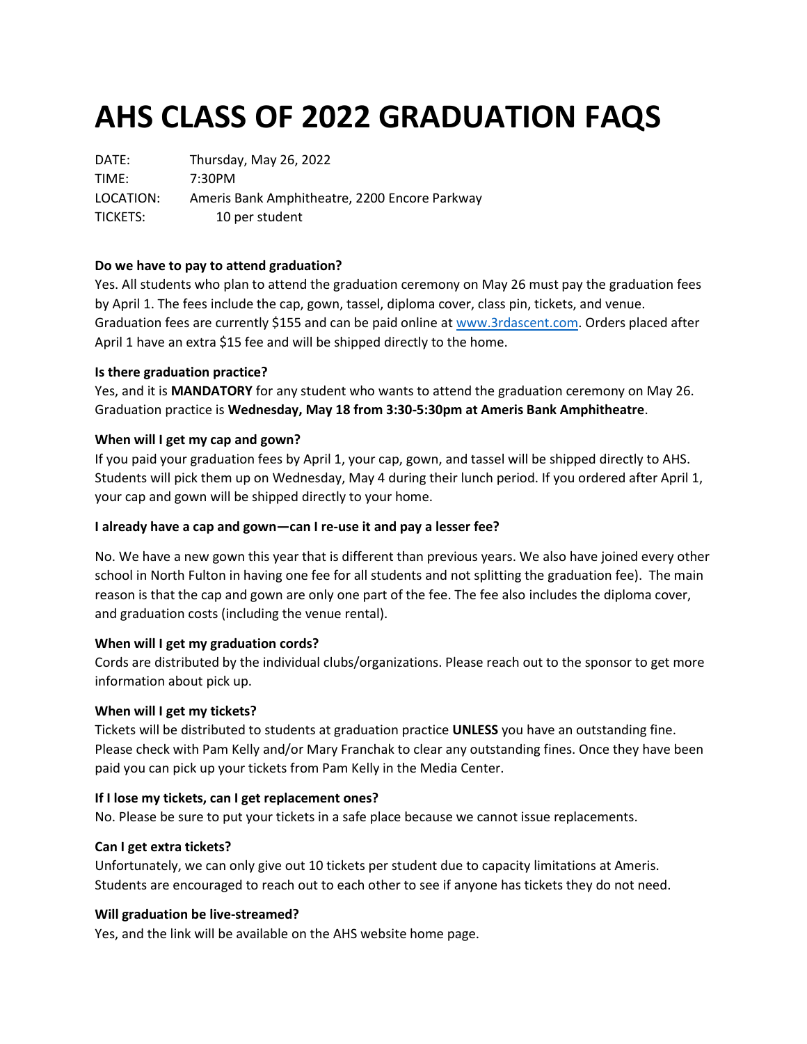# AHS CLASS OF 2022 GRADUATION FAQS

DATE: Thursday, May 26, 2022
TIME: 7:30PM
LOCATION: Ameris Bank Amphitheatre, 2200 Encore Parkway
TICKETS: 10 per student

**Do we have to pay to attend graduation?**
Yes. All students who plan to attend the graduation ceremony on May 26 must pay the graduation fees by April 1. The fees include the cap, gown, tassel, diploma cover, class pin, tickets, and venue. Graduation fees are currently $155 and can be paid online at [www.3rdascent.com](http://www.3rdascent.com). Orders placed after April 1 have an extra $15 fee and will be shipped directly to the home.

**Is there graduation practice?**
Yes, and it is **MANDATORY** for any student who wants to attend the graduation ceremony on May 26. Graduation practice is **Wednesday, May 18 from 3:30-5:30pm at Ameris Bank Amphitheatre**.

**When will I get my cap and gown?**
If you paid your graduation fees by April 1, your cap, gown, and tassel will be shipped directly to AHS. Students will pick them up on Wednesday, May 4 during their lunch period. If you ordered after April 1, your cap and gown will be shipped directly to your home.

**I already have a cap and gown—can I re-use it and pay a lesser fee?**

No. We have a new gown this year that is different than previous years. We also have joined every other school in North Fulton in having one fee for all students and not splitting the graduation fee). The main reason is that the cap and gown are only one part of the fee. The fee also includes the diploma cover, and graduation costs (including the venue rental).

**When will I get my graduation cords?**
Cords are distributed by the individual clubs/organizations. Please reach out to the sponsor to get more information about pick up.

**When will I get my tickets?**
Tickets will be distributed to students at graduation practice **UNLESS** you have an outstanding fine. Please check with Pam Kelly and/or Mary Franchak to clear any outstanding fines. Once they have been paid you can pick up your tickets from Pam Kelly in the Media Center.

**If I lose my tickets, can I get replacement ones?**
No. Please be sure to put your tickets in a safe place because we cannot issue replacements.

**Can I get extra tickets?**
Unfortunately, we can only give out 10 tickets per student due to capacity limitations at Ameris. Students are encouraged to reach out to each other to see if anyone has tickets they do not need.

**Will graduation be live-streamed?**
Yes, and the link will be available on the AHS website home page.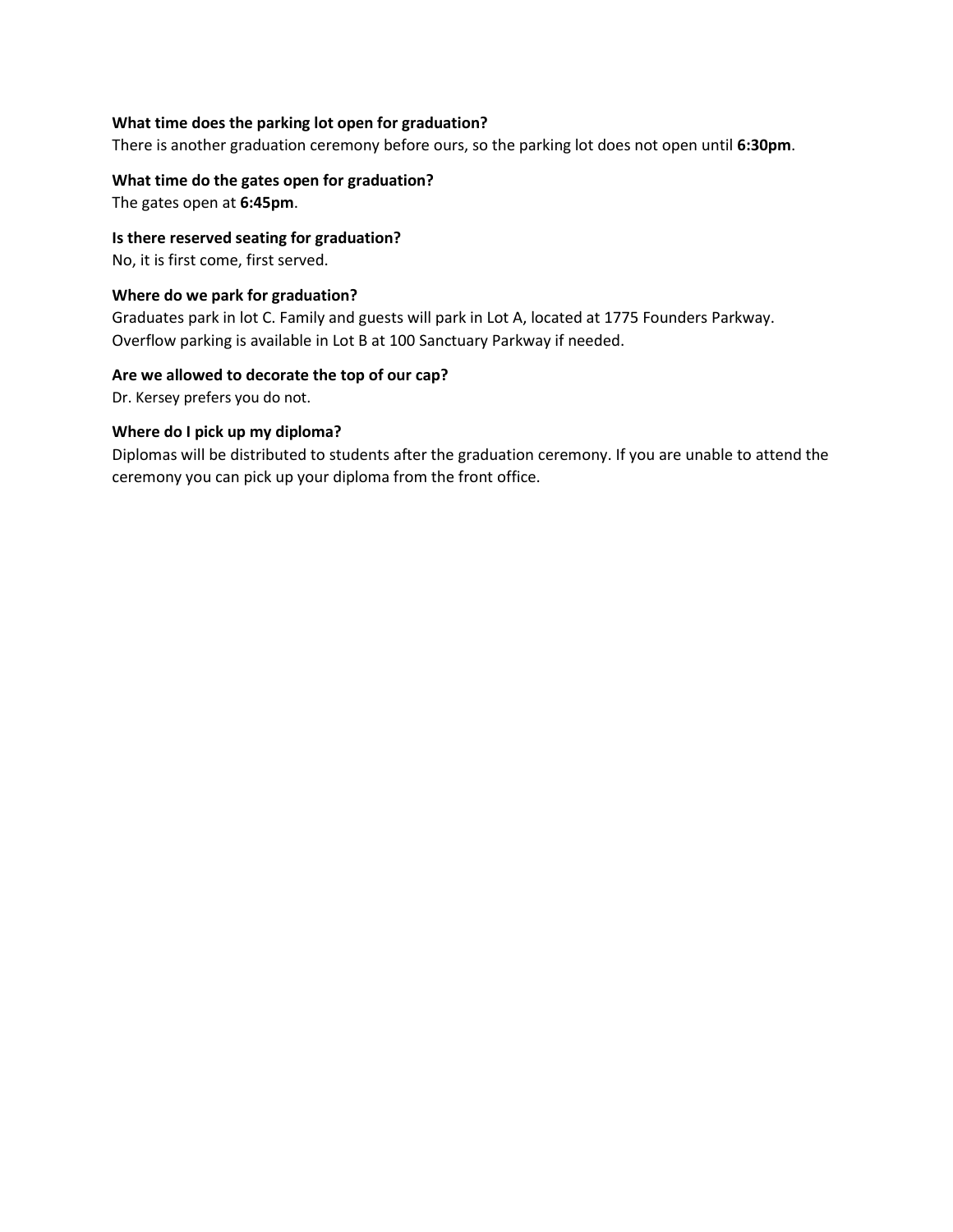**What time does the parking lot open for graduation?**
There is another graduation ceremony before ours, so the parking lot does not open until **6:30pm**.

**What time do the gates open for graduation?**
The gates open at **6:45pm**.

**Is there reserved seating for graduation?**
No, it is first come, first served.

**Where do we park for graduation?**
Graduates park in lot C. Family and guests will park in Lot A, located at 1775 Founders Parkway. Overflow parking is available in Lot B at 100 Sanctuary Parkway if needed.

**Are we allowed to decorate the top of our cap?**
Dr. Kersey prefers you do not.

**Where do I pick up my diploma?**
Diplomas will be distributed to students after the graduation ceremony. If you are unable to attend the ceremony you can pick up your diploma from the front office.